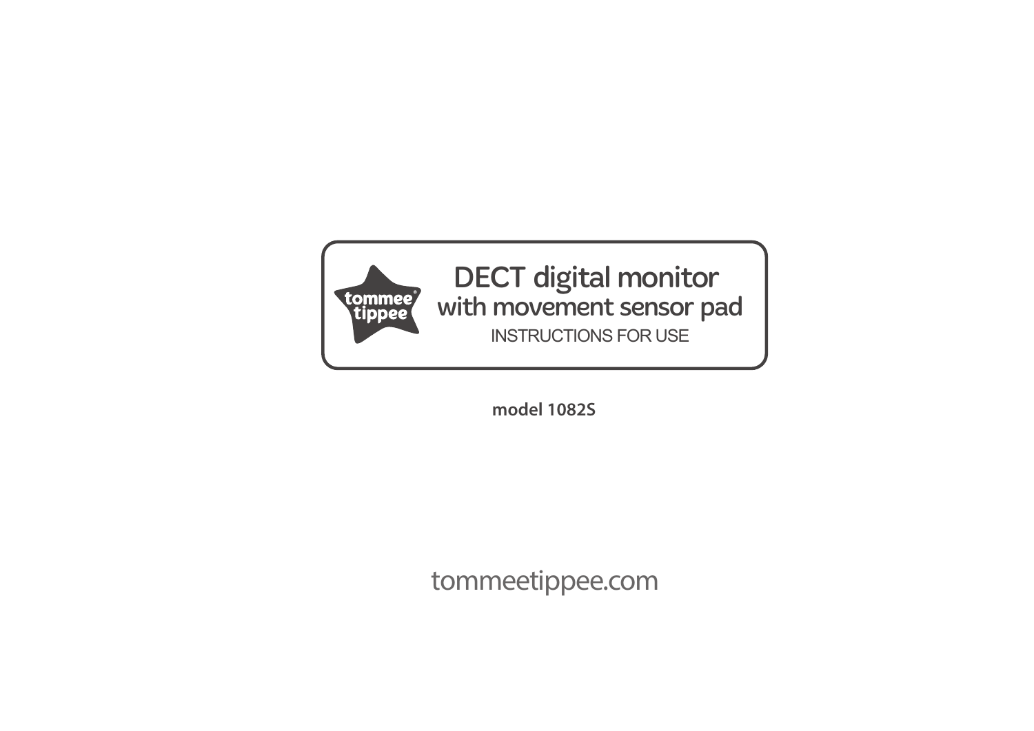tommee tippee

# DECT digital monitor
## with movement sensor pad

INSTRUCTIONS FOR USE

**model 1082S**

tommeetippee.com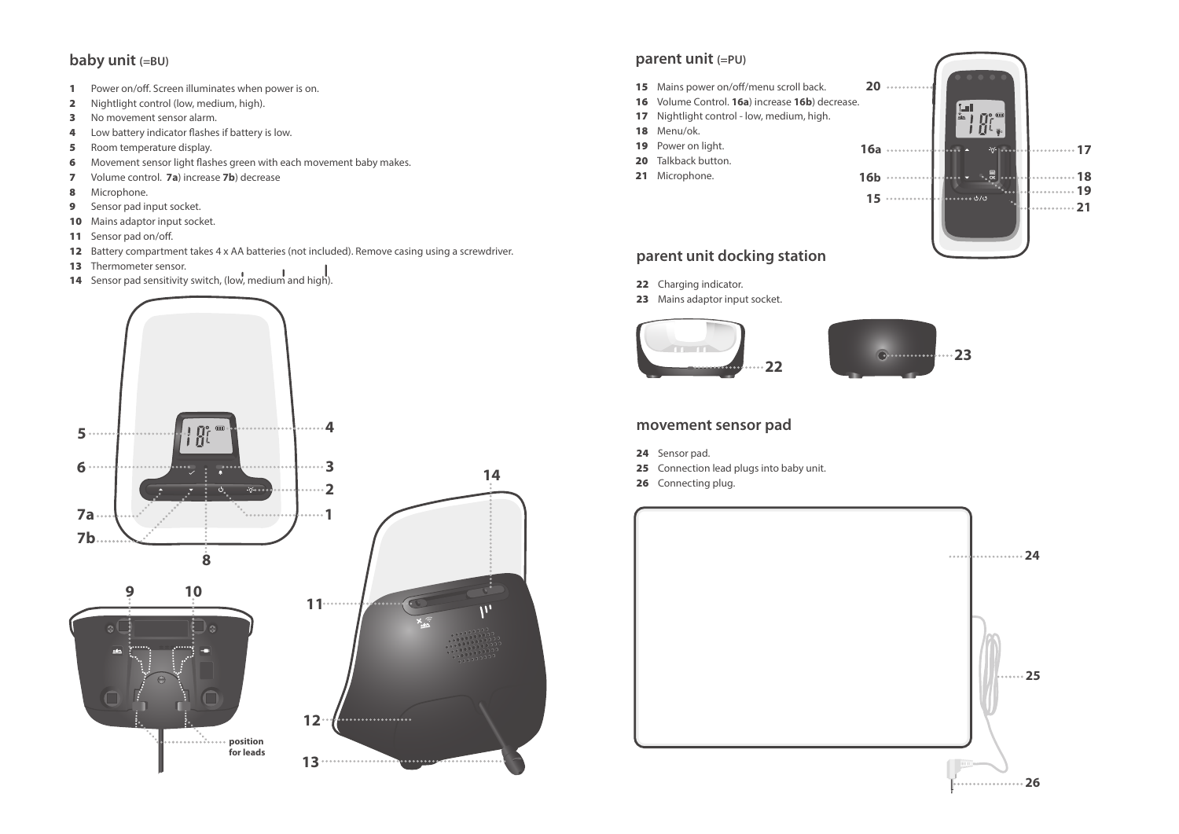## baby unit (=BU)

- **1** Power on/off. Screen illuminates when power is on.
- **2** Nightlight control (low, medium, high).
- **3** No movement sensor alarm.
- **4** Low battery indicator flashes if battery is low.
- **5** Room temperature display.
- **6** Movement sensor light flashes green with each movement baby makes.
- **7** Volume control. **7a**) increase **7b**) decrease
- **8** Microphone.
- **9** Sensor pad input socket.
- **10** Mains adaptor input socket.
- **11** Sensor pad on/off.
- **12** Battery compartment takes 4 x AA batteries (not included). Remove casing using a screwdriver.
- **13** Thermometer sensor.
- **14** Sensor pad sensitivity switch, (low, medium and high).

5 6 7a 7b 8 4 3 2 1

9 10 position for leads

14 11 12 13

## parent unit (=PU)

- **15** Mains power on/off/menu scroll back.
- **16** Volume Control. **16a**) increase **16b**) decrease.
- **17** Nightlight control - low, medium, high.
- **18** Menu/ok.
- **19** Power on light.
- **20** Talkback button.
- **21** Microphone.

20 16a 16b 15 17 18 19 21

## parent unit docking station

- **22** Charging indicator.
- **23** Mains adaptor input socket.

22 23

## movement sensor pad

- **24** Sensor pad.
- **25** Connection lead plugs into baby unit.
- **26** Connecting plug.

24 25 26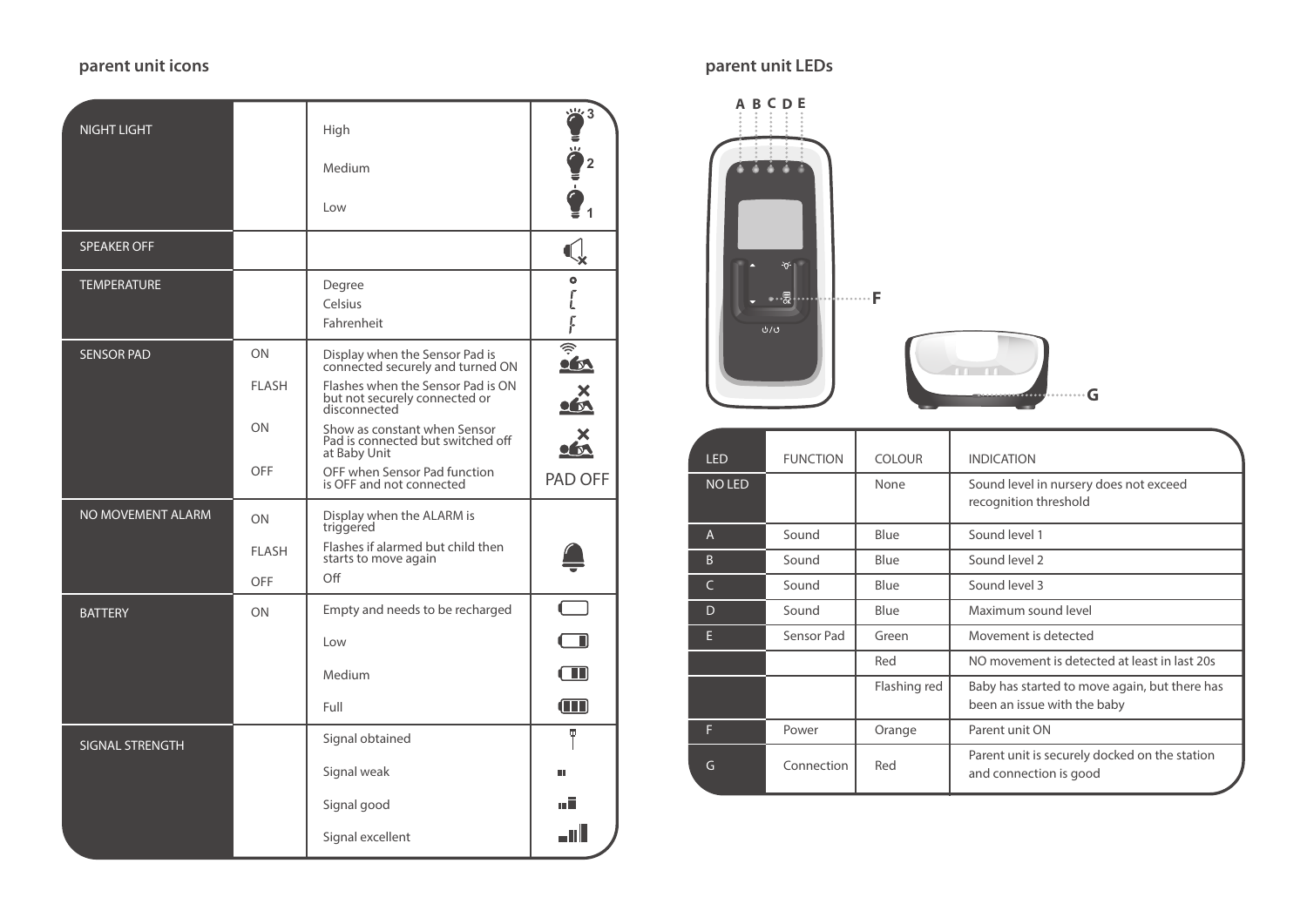## parent unit icons

| | | | |
|---|---|---|---|
| NIGHT LIGHT | | High | 3 |
| | | Medium | 2 |
| | | Low | 1 |
| SPEAKER OFF | | | |
| TEMPERATURE | | Degree | |
| | | Celsius | |
| | | Fahrenheit | |
| SENSOR PAD | ON | Display when the Sensor Pad is connected securely and turned ON | |
| | FLASH | Flashes when the Sensor Pad is ON but not securely connected or disconnected | |
| | ON | Show as constant when Sensor Pad is connected but switched off at Baby Unit | |
| | OFF | OFF when Sensor Pad function is OFF and not connected | PAD OFF |
| NO MOVEMENT ALARM | ON | Display when the ALARM is triggered | |
| | FLASH | Flashes if alarmed but child then starts to move again | |
| | OFF | Off | |
| BATTERY | ON | Empty and needs to be recharged | |
| | | Low | |
| | | Medium | |
| | | Full | |
| SIGNAL STRENGTH | | Signal obtained | |
| | | Signal weak | |
| | | Signal good | |
| | | Signal excellent | |

## parent unit LEDs

A B C D E

F

G

| LED | FUNCTION | COLOUR | INDICATION |
|---|---|---|---|
| NO LED | | None | Sound level in nursery does not exceed recognition threshold |
| A | Sound | Blue | Sound level 1 |
| B | Sound | Blue | Sound level 2 |
| C | Sound | Blue | Sound level 3 |
| D | Sound | Blue | Maximum sound level |
| E | Sensor Pad | Green | Movement is detected |
| | | Red | NO movement is detected at least in last 20s |
| | | Flashing red | Baby has started to move again, but there has been an issue with the baby |
| F | Power | Orange | Parent unit ON |
| G | Connection | Red | Parent unit is securely docked on the station and connection is good |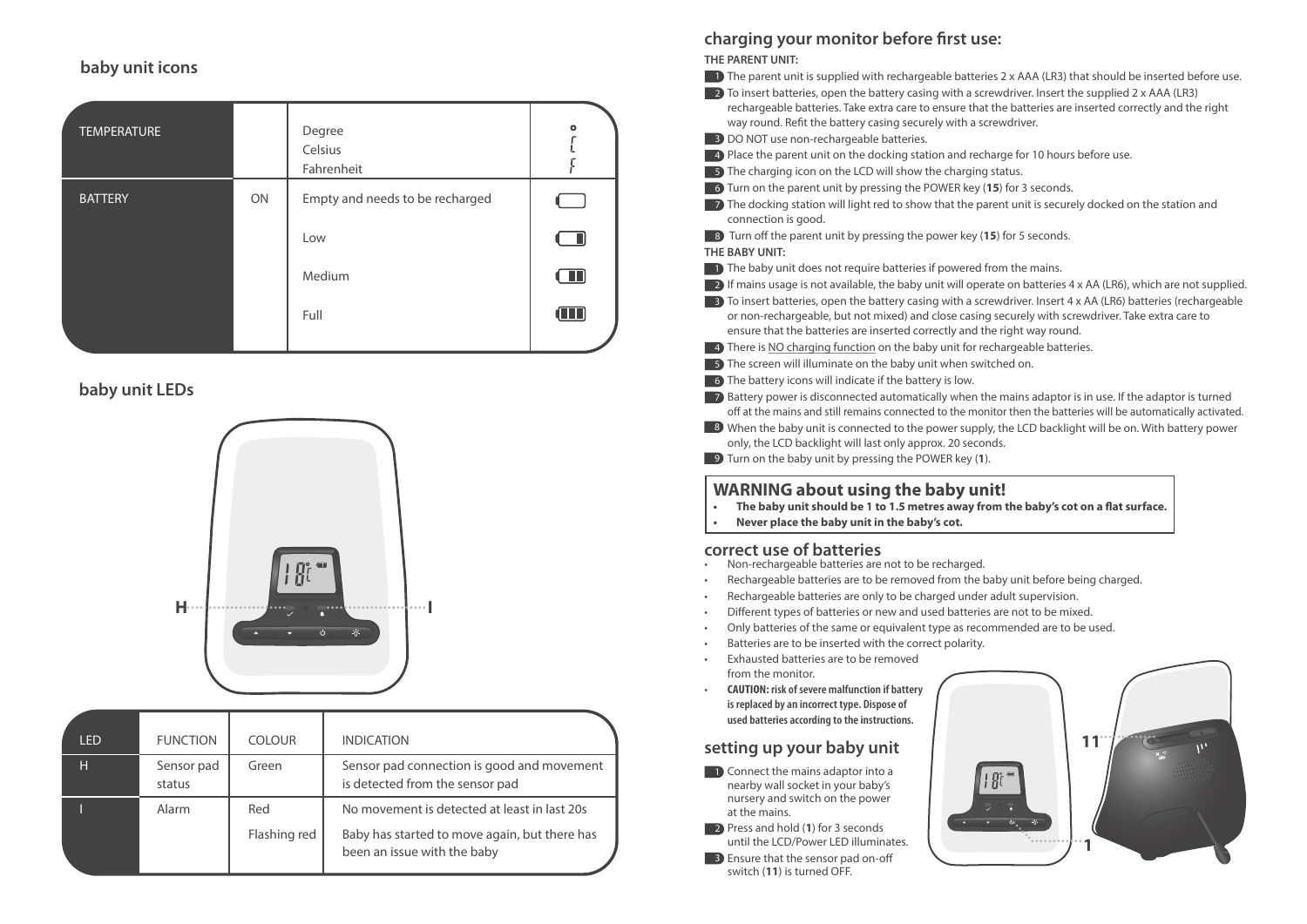## baby unit icons

| TEMPERATURE | | Degree<br>Celsius<br>Fahrenheit | |
|---|---|---|---|
| BATTERY | ON | Empty and needs to be recharged | |
| | | Low | |
| | | Medium | |
| | | Full | |

## baby unit LEDs

H I

| LED | FUNCTION | COLOUR | INDICATION |
|---|---|---|---|
| H | Sensor pad status | Green | Sensor pad connection is good and movement is detected from the sensor pad |
| I | Alarm | Red | No movement is detected at least in last 20s |
| | | Flashing red | Baby has started to move again, but there has been an issue with the baby |

## charging your monitor before first use:

**THE PARENT UNIT:**

1. The parent unit is supplied with rechargeable batteries 2 x AAA (LR3) that should be inserted before use.
2. To insert batteries, open the battery casing with a screwdriver. Insert the supplied 2 x AAA (LR3) rechargeable batteries. Take extra care to ensure that the batteries are inserted correctly and the right way round. Refit the battery casing securely with a screwdriver.
3. DO NOT use non-rechargeable batteries.
4. Place the parent unit on the docking station and recharge for 10 hours before use.
5. The charging icon on the LCD will show the charging status.
6. Turn on the parent unit by pressing the POWER key (**15**) for 3 seconds.
7. The docking station will light red to show that the parent unit is securely docked on the station and connection is good.
8. Turn off the parent unit by pressing the power key (**15**) for 5 seconds.

**THE BABY UNIT:**

1. The baby unit does not require batteries if powered from the mains.
2. If mains usage is not available, the baby unit will operate on batteries 4 x AA (LR6), which are not supplied.
3. To insert batteries, open the battery casing with a screwdriver. Insert 4 x AA (LR6) batteries (rechargeable or non-rechargeable, but not mixed) and close casing securely with screwdriver. Take extra care to ensure that the batteries are inserted correctly and the right way round.
4. There is NO charging function on the baby unit for rechargeable batteries.
5. The screen will illuminate on the baby unit when switched on.
6. The battery icons will indicate if the battery is low.
7. Battery power is disconnected automatically when the mains adaptor is in use. If the adaptor is turned off at the mains and still remains connected to the monitor then the batteries will be automatically activated.
8. When the baby unit is connected to the power supply, the LCD backlight will be on. With battery power only, the LCD backlight will last only approx. 20 seconds.
9. Turn on the baby unit by pressing the POWER key (**1**).

## WARNING about using the baby unit!

- **The baby unit should be 1 to 1.5 metres away from the baby's cot on a flat surface.**
- **Never place the baby unit in the baby's cot.**

## correct use of batteries

- Non-rechargeable batteries are not to be recharged.
- Rechargeable batteries are to be removed from the baby unit before being charged.
- Rechargeable batteries are only to be charged under adult supervision.
- Different types of batteries or new and used batteries are not to be mixed.
- Only batteries of the same or equivalent type as recommended are to be used.
- Batteries are to be inserted with the correct polarity.
- Exhausted batteries are to be removed from the monitor.
- **CAUTION: risk of severe malfunction if battery is replaced by an incorrect type. Dispose of used batteries according to the instructions.**

## setting up your baby unit

1. Connect the mains adaptor into a nearby wall socket in your baby's nursery and switch on the power at the mains.
2. Press and hold (**1**) for 3 seconds until the LCD/Power LED illuminates.
3. Ensure that the sensor pad on-off switch (**11**) is turned OFF.

11

1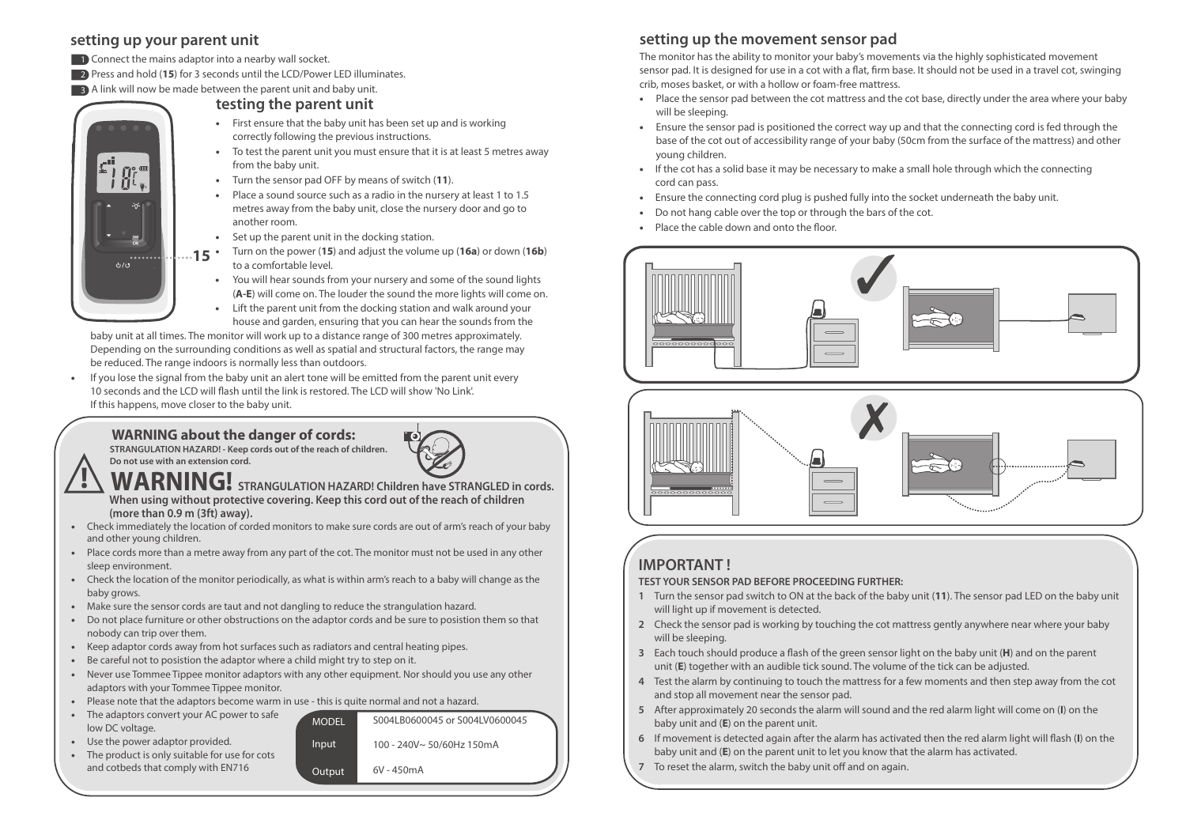## setting up your parent unit

1. Connect the mains adaptor into a nearby wall socket.
2. Press and hold (**15**) for 3 seconds until the LCD/Power LED illuminates.
3. A link will now be made between the parent unit and baby unit.

## testing the parent unit

- First ensure that the baby unit has been set up and is working correctly following the previous instructions.
- To test the parent unit you must ensure that it is at least 5 metres away from the baby unit.
- Turn the sensor pad OFF by means of switch (**11**).
- Place a sound source such as a radio in the nursery at least 1 to 1.5 metres away from the baby unit, close the nursery door and go to another room.
- Set up the parent unit in the docking station.
- Turn on the power (**15**) and adjust the volume up (**16a**) or down (**16b**) to a comfortable level.
- You will hear sounds from your nursery and some of the sound lights (**A**-**E**) will come on. The louder the sound the more lights will come on.
- Lift the parent unit from the docking station and walk around your house and garden, ensuring that you can hear the sounds from the baby unit at all times. The monitor will work up to a distance range of 300 metres approximately. Depending on the surrounding conditions as well as spatial and structural factors, the range may be reduced. The range indoors is normally less than outdoors.
- If you lose the signal from the baby unit an alert tone will be emitted from the parent unit every 10 seconds and the LCD will flash until the link is restored. The LCD will show 'No Link'. If this happens, move closer to the baby unit.

### WARNING about the danger of cords:

**STRANGULATION HAZARD! - Keep cords out of the reach of children. Do not use with an extension cord.**

**WARNING! STRANGULATION HAZARD! Children have STRANGLED in cords. When using without protective covering. Keep this cord out of the reach of children (more than 0.9 m (3ft) away).**

- Check immediately the location of corded monitors to make sure cords are out of arm's reach of your baby and other young children.
- Place cords more than a metre away from any part of the cot. The monitor must not be used in any other sleep environment.
- Check the location of the monitor periodically, as what is within arm's reach to a baby will change as the baby grows.
- Make sure the sensor cords are taut and not dangling to reduce the strangulation hazard.
- Do not place furniture or other obstructions on the adaptor cords and be sure to posistion them so that nobody can trip over them.
- Keep adaptor cords away from hot surfaces such as radiators and central heating pipes.
- Be careful not to posistion the adaptor where a child might try to step on it.
- Never use Tommee Tippee monitor adaptors with any other equipment. Nor should you use any other adaptors with your Tommee Tippee monitor.
- Please note that the adaptors become warm in use - this is quite normal and not a hazard.
- The adaptors convert your AC power to safe low DC voltage.
- Use the power adaptor provided.
- The product is only suitable for use for cots and cotbeds that comply with EN716

| MODEL | S004LB0600045 or S004LV0600045 |
|---|---|
| Input | 100 - 240V~ 50/60Hz 150mA |
| Output | 6V - 450mA |

## setting up the movement sensor pad

The monitor has the ability to monitor your baby's movements via the highly sophisticated movement sensor pad. It is designed for use in a cot with a flat, firm base. It should not be used in a travel cot, swinging crib, moses basket, or with a hollow or foam-free mattress.

- Place the sensor pad between the cot mattress and the cot base, directly under the area where your baby will be sleeping.
- Ensure the sensor pad is positioned the correct way up and that the connecting cord is fed through the base of the cot out of accessibility range of your baby (50cm from the surface of the mattress) and other young children.
- If the cot has a solid base it may be necessary to make a small hole through which the connecting cord can pass.
- Ensure the connecting cord plug is pushed fully into the socket underneath the baby unit.
- Do not hang cable over the top or through the bars of the cot.
- Place the cable down and onto the floor.

## IMPORTANT !

**TEST YOUR SENSOR PAD BEFORE PROCEEDING FURTHER:**

1. Turn the sensor pad switch to ON at the back of the baby unit (**11**). The sensor pad LED on the baby unit will light up if movement is detected.
2. Check the sensor pad is working by touching the cot mattress gently anywhere near where your baby will be sleeping.
3. Each touch should produce a flash of the green sensor light on the baby unit (**H**) and on the parent unit (**E**) together with an audible tick sound. The volume of the tick can be adjusted.
4. Test the alarm by continuing to touch the mattress for a few moments and then step away from the cot and stop all movement near the sensor pad.
5. After approximately 20 seconds the alarm will sound and the red alarm light will come on (**I**) on the baby unit and (**E**) on the parent unit.
6. If movement is detected again after the alarm has activated then the red alarm light will flash (**I**) on the baby unit and (**E**) on the parent unit to let you know that the alarm has activated.
7. To reset the alarm, switch the baby unit off and on again.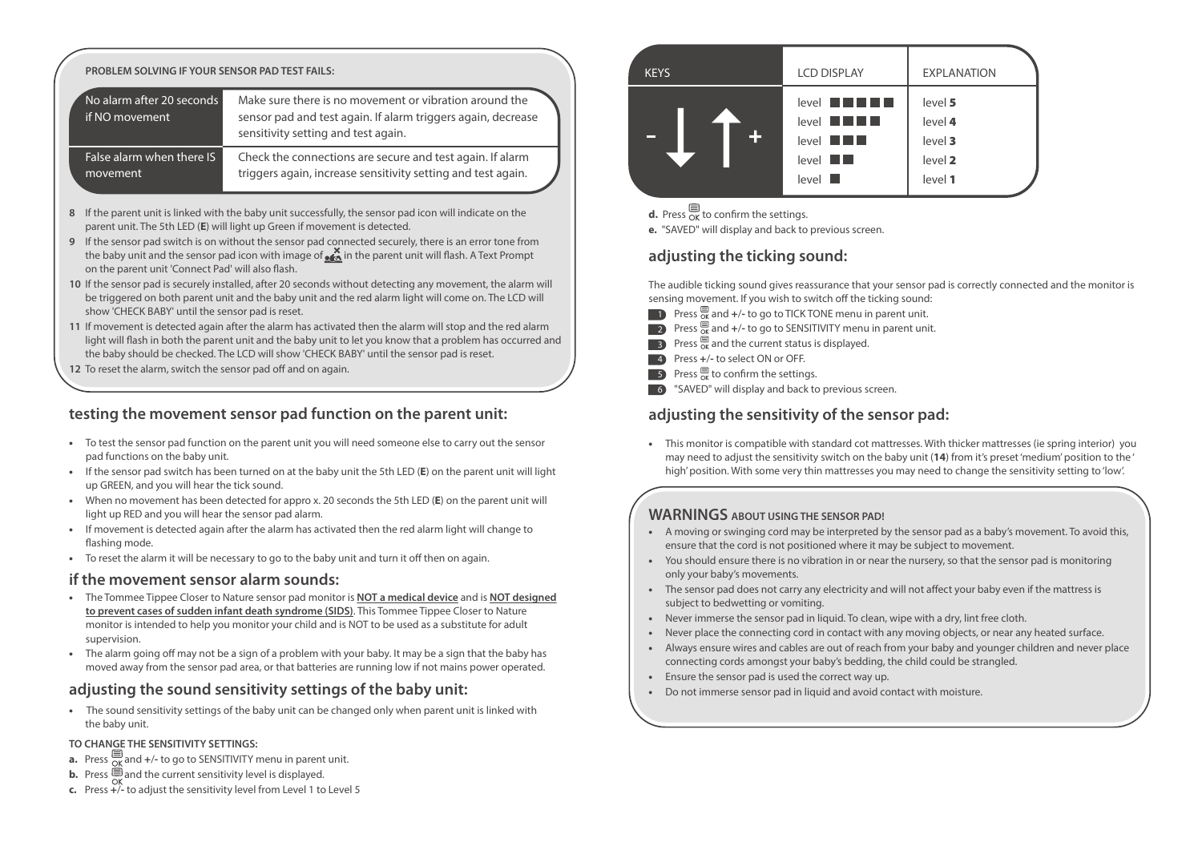**PROBLEM SOLVING IF YOUR SENSOR PAD TEST FAILS:**

| | |
|---|---|
| No alarm after 20 seconds if NO movement | Make sure there is no movement or vibration around the sensor pad and test again. If alarm triggers again, decrease sensitivity setting and test again. |
| False alarm when there IS movement | Check the connections are secure and test again. If alarm triggers again, increase sensitivity setting and test again. |

8 If the parent unit is linked with the baby unit successfully, the sensor pad icon will indicate on the parent unit. The 5th LED (**E**) will light up Green if movement is detected.

9 If the sensor pad switch is on without the sensor pad connected securely, there is an error tone from the baby unit and the sensor pad icon with image of in the parent unit will flash. A Text Prompt on the parent unit 'Connect Pad' will also flash.

10 If the sensor pad is securely installed, after 20 seconds without detecting any movement, the alarm will be triggered on both parent unit and the baby unit and the red alarm light will come on. The LCD will show 'CHECK BABY' until the sensor pad is reset.

11 If movement is detected again after the alarm has activated then the alarm will stop and the red alarm light will flash in both the parent unit and the baby unit to let you know that a problem has occurred and the baby should be checked. The LCD will show 'CHECK BABY' until the sensor pad is reset.

12 To reset the alarm, switch the sensor pad off and on again.

## testing the movement sensor pad function on the parent unit:

- To test the sensor pad function on the parent unit you will need someone else to carry out the sensor pad functions on the baby unit.
- If the sensor pad switch has been turned on at the baby unit the 5th LED (**E**) on the parent unit will light up GREEN, and you will hear the tick sound.
- When no movement has been detected for appro x. 20 seconds the 5th LED (**E**) on the parent unit will light up RED and you will hear the sensor pad alarm.
- If movement is detected again after the alarm has activated then the red alarm light will change to flashing mode.
- To reset the alarm it will be necessary to go to the baby unit and turn it off then on again.

## if the movement sensor alarm sounds:

- The Tommee Tippee Closer to Nature sensor pad monitor is **NOT a medical device** and is **NOT designed to prevent cases of sudden infant death syndrome (SIDS)**. This Tommee Tippee Closer to Nature monitor is intended to help you monitor your child and is NOT to be used as a substitute for adult supervision.
- The alarm going off may not be a sign of a problem with your baby. It may be a sign that the baby has moved away from the sensor pad area, or that batteries are running low if not mains power operated.

## adjusting the sound sensitivity settings of the baby unit:

- The sound sensitivity settings of the baby unit can be changed only when parent unit is linked with the baby unit.

**TO CHANGE THE SENSITIVITY SETTINGS:**

**a.** Press OK and +/- to go to SENSITIVITY menu in parent unit.
**b.** Press OK and the current sensitivity level is displayed.
**c.** Press +/- to adjust the sensitivity level from Level 1 to Level 5

| KEYS | LCD DISPLAY | EXPLANATION |
|---|---|---|
| - ↓ ↑ + | level ■■■■■ | level **5** |
| | level ■■■■ | level **4** |
| | level ■■■ | level **3** |
| | level ■■ | level **2** |
| | level ■ | level **1** |

**d.** Press OK to confirm the settings.
**e.** "SAVED" will display and back to previous screen.

## adjusting the ticking sound:

The audible ticking sound gives reassurance that your sensor pad is correctly connected and the monitor is sensing movement. If you wish to switch off the ticking sound:

1. Press OK and +/- to go to TICK TONE menu in parent unit.
2. Press OK and +/- to go to SENSITIVITY menu in parent unit.
3. Press OK and the current status is displayed.
4. Press +/- to select ON or OFF.
5. Press OK to confirm the settings.
6. "SAVED" will display and back to previous screen.

## adjusting the sensitivity of the sensor pad:

- This monitor is compatible with standard cot mattresses. With thicker mattresses (ie spring interior) you may need to adjust the sensitivity switch on the baby unit (**14**) from it's preset 'medium' position to the ' high' position. With some very thin mattresses you may need to change the sensitivity setting to 'low'.

## WARNINGS ABOUT USING THE SENSOR PAD!

- A moving or swinging cord may be interpreted by the sensor pad as a baby's movement. To avoid this, ensure that the cord is not positioned where it may be subject to movement.
- You should ensure there is no vibration in or near the nursery, so that the sensor pad is monitoring only your baby's movements.
- The sensor pad does not carry any electricity and will not affect your baby even if the mattress is subject to bedwetting or vomiting.
- Never immerse the sensor pad in liquid. To clean, wipe with a dry, lint free cloth.
- Never place the connecting cord in contact with any moving objects, or near any heated surface.
- Always ensure wires and cables are out of reach from your baby and younger children and never place connecting cords amongst your baby's bedding, the child could be strangled.
- Ensure the sensor pad is used the correct way up.
- Do not immerse sensor pad in liquid and avoid contact with moisture.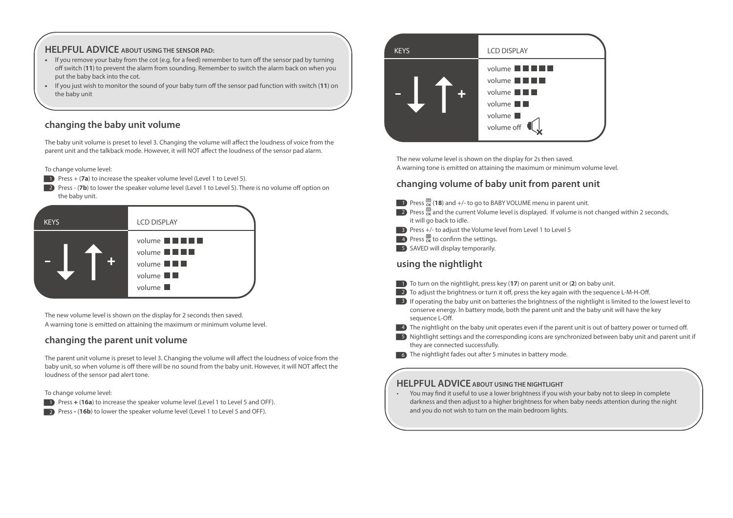## HELPFUL ADVICE ABOUT USING THE SENSOR PAD:

- If you remove your baby from the cot (e.g. for a feed) remember to turn off the sensor pad by turning off switch (**11**) to prevent the alarm from sounding. Remember to switch the alarm back on when you put the baby back into the cot.
- If you just wish to monitor the sound of your baby turn off the sensor pad function with switch (**11**) on the baby unit

## changing the baby unit volume

The baby unit volume is preset to level 3. Changing the volume will affect the loudness of voice from the parent unit and the talkback mode. However, it will NOT affect the loudness of the sensor pad alarm.

To change volume level:

1. Press + (**7a**) to increase the speaker volume level (Level 1 to Level 5).
2. Press - (**7b**) to lower the speaker volume level (Level 1 to Level 5). There is no volume off option on the baby unit.

| KEYS | LCD DISPLAY |
|---|---|
| - ↓ ↑ + | volume ■■■■■ |
| | volume ■■■■ |
| | volume ■■■ |
| | volume ■■ |
| | volume ■ |

The new volume level is shown on the display for 2 seconds then saved.
A warning tone is emitted on attaining the maximum or minimum volume level.

## changing the parent unit volume

The parent unit volume is preset to level 3. Changing the volume will affect the loudness of voice from the baby unit, so when volume is off there will be no sound from the baby unit. However, it will NOT affect the loudness of the sensor pad alert tone.

To change volume level:

1. Press **+** (**16a**) to increase the speaker volume level (Level 1 to Level 5 and OFF).
2. Press **-** (**16b**) to lower the speaker volume level (Level 1 to Level 5 and OFF).

| KEYS | LCD DISPLAY |
|---|---|
| - ↓ ↑ + | volume ■■■■■ |
| | volume ■■■■ |
| | volume ■■■ |
| | volume ■■ |
| | volume ■ |
| | volume off |

The new volume level is shown on the display for 2s then saved.
A warning tone is emitted on attaining the maximum or minimum volume level.

## changing volume of baby unit from parent unit

1. Press OK (**18**) and +/- to go to BABY VOLUME menu in parent unit.
2. Press OK and the current Volume level is displayed. If volume is not changed within 2 seconds, it will go back to idle.
3. Press +/- to adjust the Volume level from Level 1 to Level 5
4. Press OK to confirm the settings.
5. SAVED will display temporarily.

## using the nightlight

1. To turn on the nightlight, press key (**17**) on parent unit or (**2**) on baby unit.
2. To adjust the brightness or turn it off, press the key again with the sequence L-M-H-Off.
3. If operating the baby unit on batteries the brightness of the nightlight is limited to the lowest level to conserve energy. In battery mode, both the parent unit and the baby unit will have the key sequence L-Off.
4. The nightlight on the baby unit operates even if the parent unit is out of battery power or turned off.
5. Nightlight settings and the corresponding icons are synchronized between baby unit and parent unit if they are connected successfully.
6. The nightlight fades out after 5 minutes in battery mode.

## HELPFUL ADVICE ABOUT USING THE NIGHTLIGHT

- You may find it useful to use a lower brightness if you wish your baby not to sleep in complete darkness and then adjust to a higher brightness for when baby needs attention during the night and you do not wish to turn on the main bedroom lights.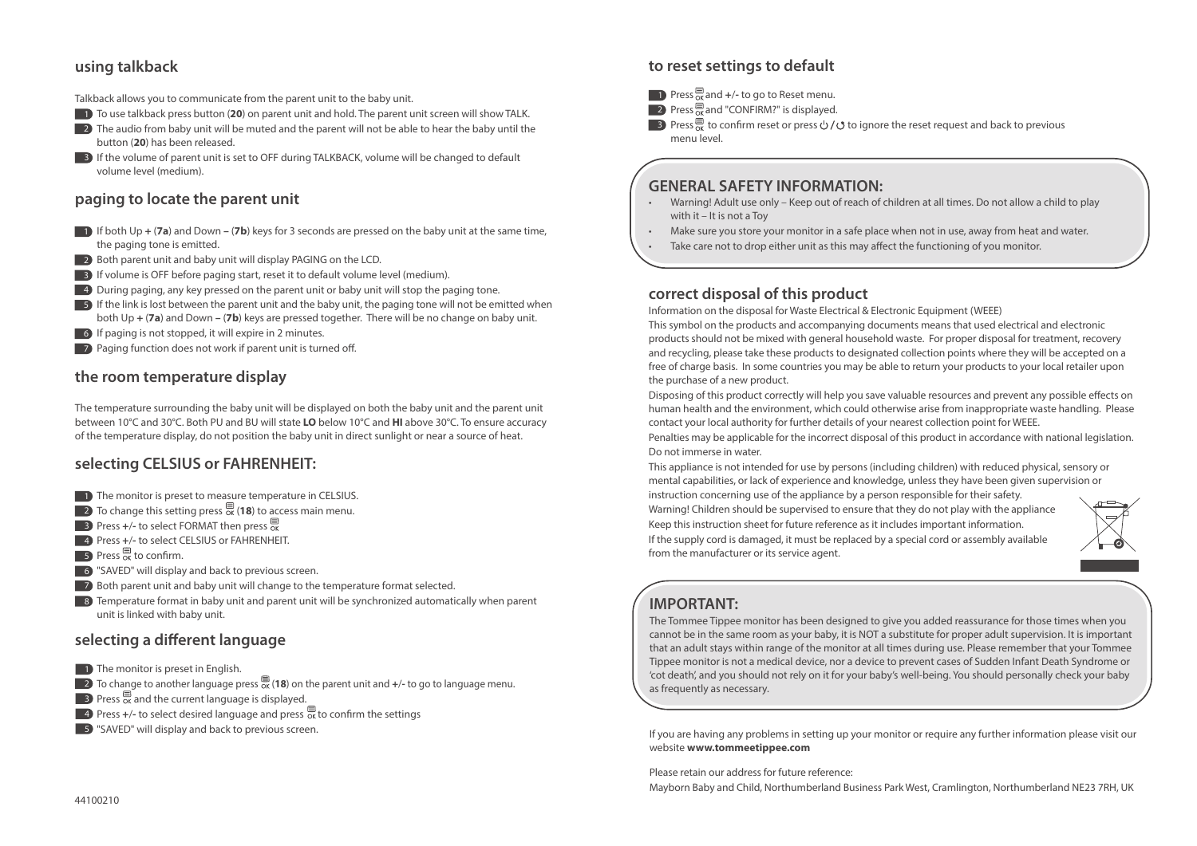## using talkback

Talkback allows you to communicate from the parent unit to the baby unit.

1. To use talkback press button (**20**) on parent unit and hold. The parent unit screen will show TALK.
2. The audio from baby unit will be muted and the parent will not be able to hear the baby until the button (**20**) has been released.
3. If the volume of parent unit is set to OFF during TALKBACK, volume will be changed to default volume level (medium).

## paging to locate the parent unit

1. If both Up **+** (**7a**) and Down **–** (**7b**) keys for 3 seconds are pressed on the baby unit at the same time, the paging tone is emitted.
2. Both parent unit and baby unit will display PAGING on the LCD.
3. If volume is OFF before paging start, reset it to default volume level (medium).
4. During paging, any key pressed on the parent unit or baby unit will stop the paging tone.
5. If the link is lost between the parent unit and the baby unit, the paging tone will not be emitted when both Up **+** (**7a**) and Down **–** (**7b**) keys are pressed together. There will be no change on baby unit.
6. If paging is not stopped, it will expire in 2 minutes.
7. Paging function does not work if parent unit is turned off.

## the room temperature display

The temperature surrounding the baby unit will be displayed on both the baby unit and the parent unit between 10°C and 30°C. Both PU and BU will state **LO** below 10°C and **HI** above 30°C. To ensure accuracy of the temperature display, do not position the baby unit in direct sunlight or near a source of heat.

## selecting CELSIUS or FAHRENHEIT:

1. The monitor is preset to measure temperature in CELSIUS.
2. To change this setting press OK (**18**) to access main menu.
3. Press +/- to select FORMAT then press OK
4. Press +/- to select CELSIUS or FAHRENHEIT.
5. Press OK to confirm.
6. "SAVED" will display and back to previous screen.
7. Both parent unit and baby unit will change to the temperature format selected.
8. Temperature format in baby unit and parent unit will be synchronized automatically when parent unit is linked with baby unit.

## selecting a different language

1. The monitor is preset in English.
2. To change to another language press OK (**18**) on the parent unit and +/- to go to language menu.
3. Press OK and the current language is displayed.
4. Press +/- to select desired language and press OK to confirm the settings
5. "SAVED" will display and back to previous screen.

44100210

## to reset settings to default

1. Press OK and +/- to go to Reset menu.
2. Press OK and "CONFIRM?" is displayed.
3. Press OK to confirm reset or press ⏻/↺ to ignore the reset request and back to previous menu level.

## GENERAL SAFETY INFORMATION:

- Warning! Adult use only – Keep out of reach of children at all times. Do not allow a child to play with it – It is not a Toy
- Make sure you store your monitor in a safe place when not in use, away from heat and water.
- Take care not to drop either unit as this may affect the functioning of you monitor.

## correct disposal of this product

Information on the disposal for Waste Electrical & Electronic Equipment (WEEE)

This symbol on the products and accompanying documents means that used electrical and electronic products should not be mixed with general household waste. For proper disposal for treatment, recovery and recycling, please take these products to designated collection points where they will be accepted on a free of charge basis. In some countries you may be able to return your products to your local retailer upon the purchase of a new product.

Disposing of this product correctly will help you save valuable resources and prevent any possible effects on human health and the environment, which could otherwise arise from inappropriate waste handling. Please contact your local authority for further details of your nearest collection point for WEEE.

Penalties may be applicable for the incorrect disposal of this product in accordance with national legislation.

Do not immerse in water.

This appliance is not intended for use by persons (including children) with reduced physical, sensory or mental capabilities, or lack of experience and knowledge, unless they have been given supervision or instruction concerning use of the appliance by a person responsible for their safety.

Warning! Children should be supervised to ensure that they do not play with the appliance

Keep this instruction sheet for future reference as it includes important information.

If the supply cord is damaged, it must be replaced by a special cord or assembly available from the manufacturer or its service agent.

## IMPORTANT:

The Tommee Tippee monitor has been designed to give you added reassurance for those times when you cannot be in the same room as your baby, it is NOT a substitute for proper adult supervision. It is important that an adult stays within range of the monitor at all times during use. Please remember that your Tommee Tippee monitor is not a medical device, nor a device to prevent cases of Sudden Infant Death Syndrome or 'cot death', and you should not rely on it for your baby's well-being. You should personally check your baby as frequently as necessary.

If you are having any problems in setting up your monitor or require any further information please visit our website **www.tommeetippee.com**

Please retain our address for future reference:

Mayborn Baby and Child, Northumberland Business Park West, Cramlington, Northumberland NE23 7RH, UK